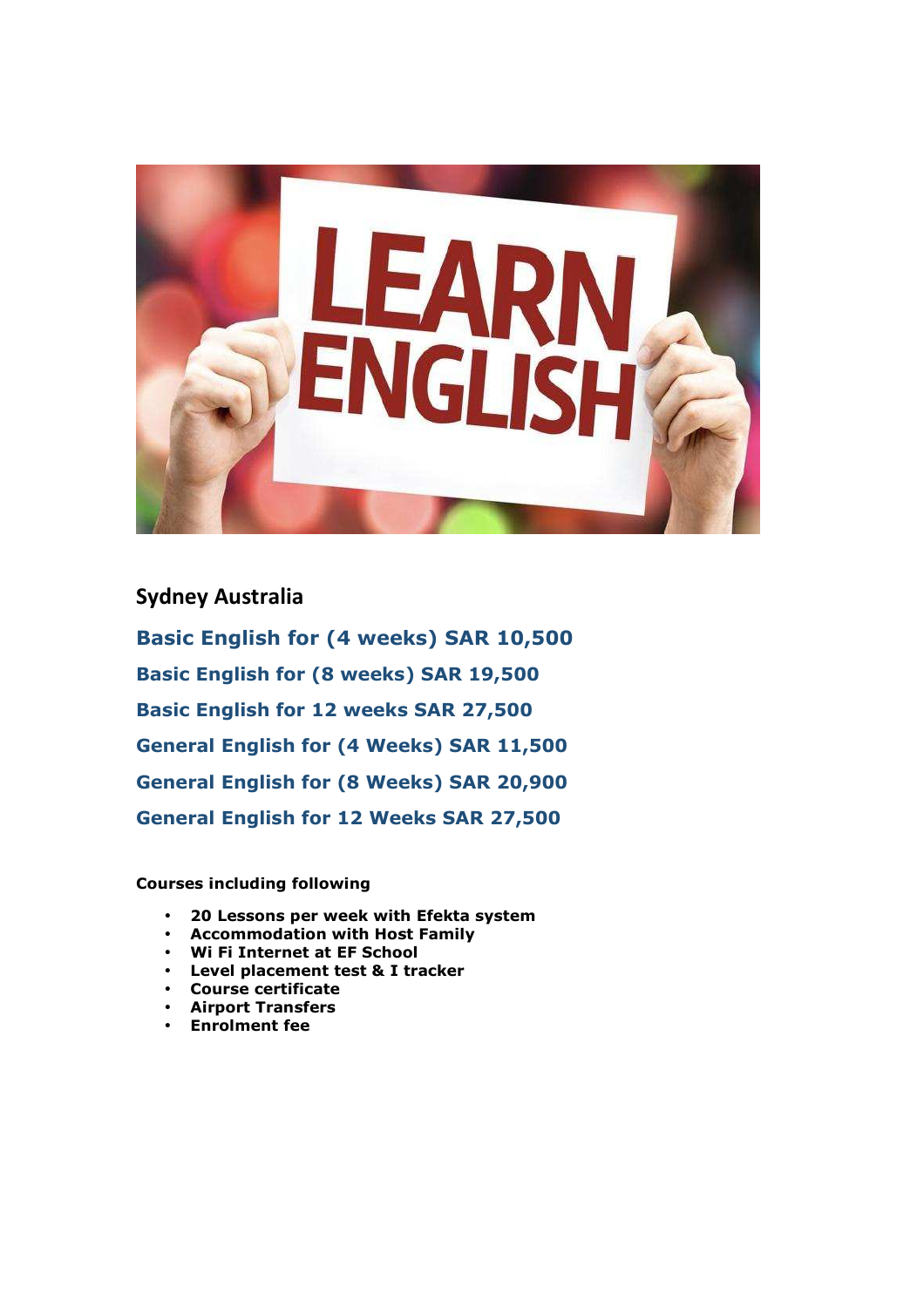## Sydney Australia

**Basic English for (4 weeks) SAR 10,500**

**Basic English for (8 weeks) SAR 19,500**

**Basic English for 12 weeks SAR 27,500**

**General English for (4 Weeks) SAR 11,500**

**General English for (8 Weeks) SAR 20,900**

**General English for 12 Weeks SAR 27,500**

**Courses including following**

- **20 Lessons per week with Efekta system**
- **Accommodation with Host Family**
- **Wi Fi Internet at EF School**
- **Level placement test & I tracker**
- **Course certificate**
- **Airport Transfers**
- **Enrolment fee**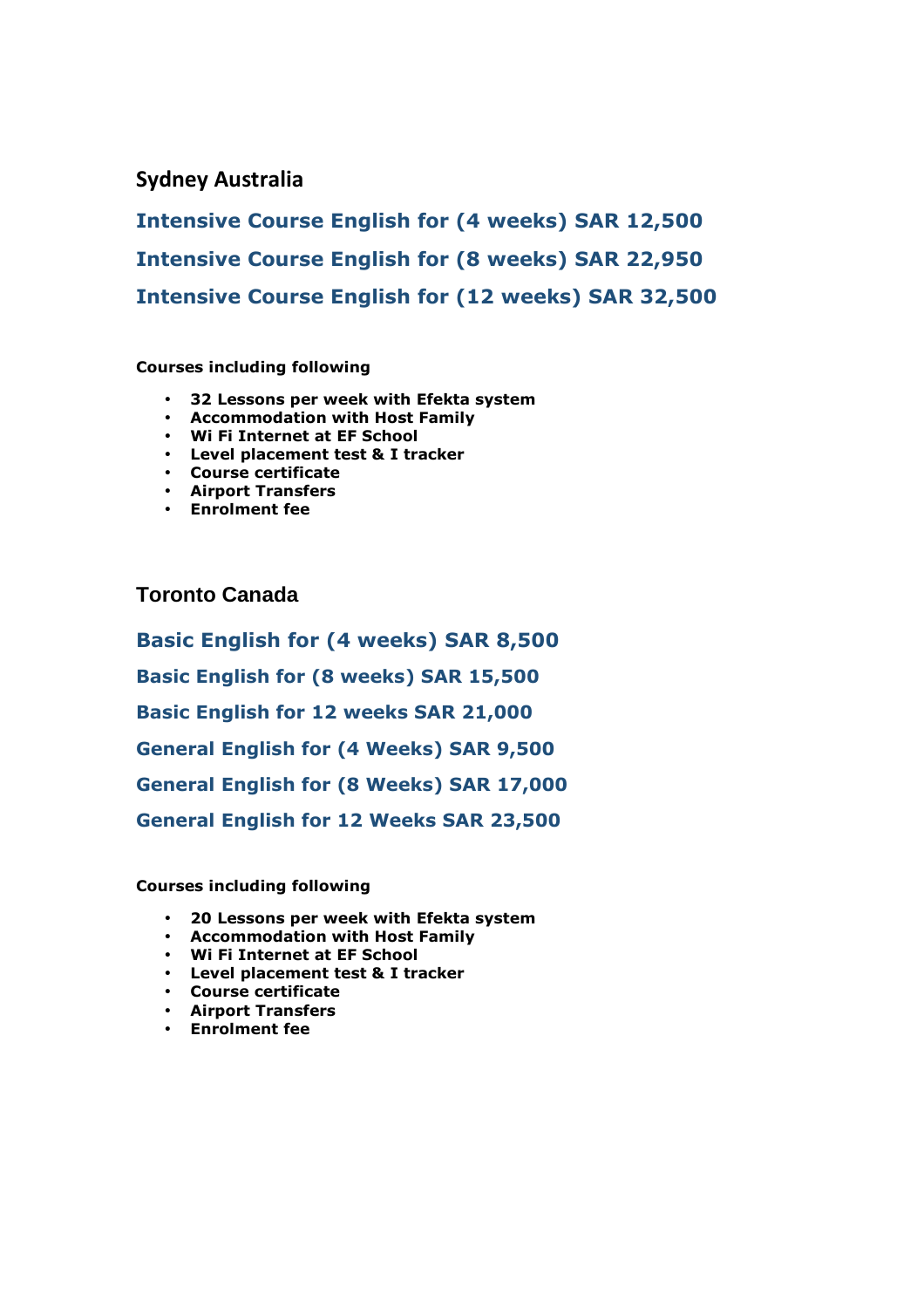## Sydney Australia

### Intensive Course English for (4 weeks) SAR 12,500

### Intensive Course English for (8 weeks) SAR 22,950

### Intensive Course English for (12 weeks) SAR 32,500

**Courses including following**

- **32 Lessons per week with Efekta system**
- **Accommodation with Host Family**
- **Wi Fi Internet at EF School**
- **Level placement test & I tracker**
- **Course certificate**
- **Airport Transfers**
- **Enrolment fee**

## Toronto Canada

### Basic English for (4 weeks) SAR 8,500

### Basic English for (8 weeks) SAR 15,500

### Basic English for 12 weeks SAR 21,000

### General English for (4 Weeks) SAR 9,500

### General English for (8 Weeks) SAR 17,000

### General English for 12 Weeks SAR 23,500

**Courses including following**

- **20 Lessons per week with Efekta system**
- **Accommodation with Host Family**
- **Wi Fi Internet at EF School**
- **Level placement test & I tracker**
- **Course certificate**
- **Airport Transfers**
- **Enrolment fee**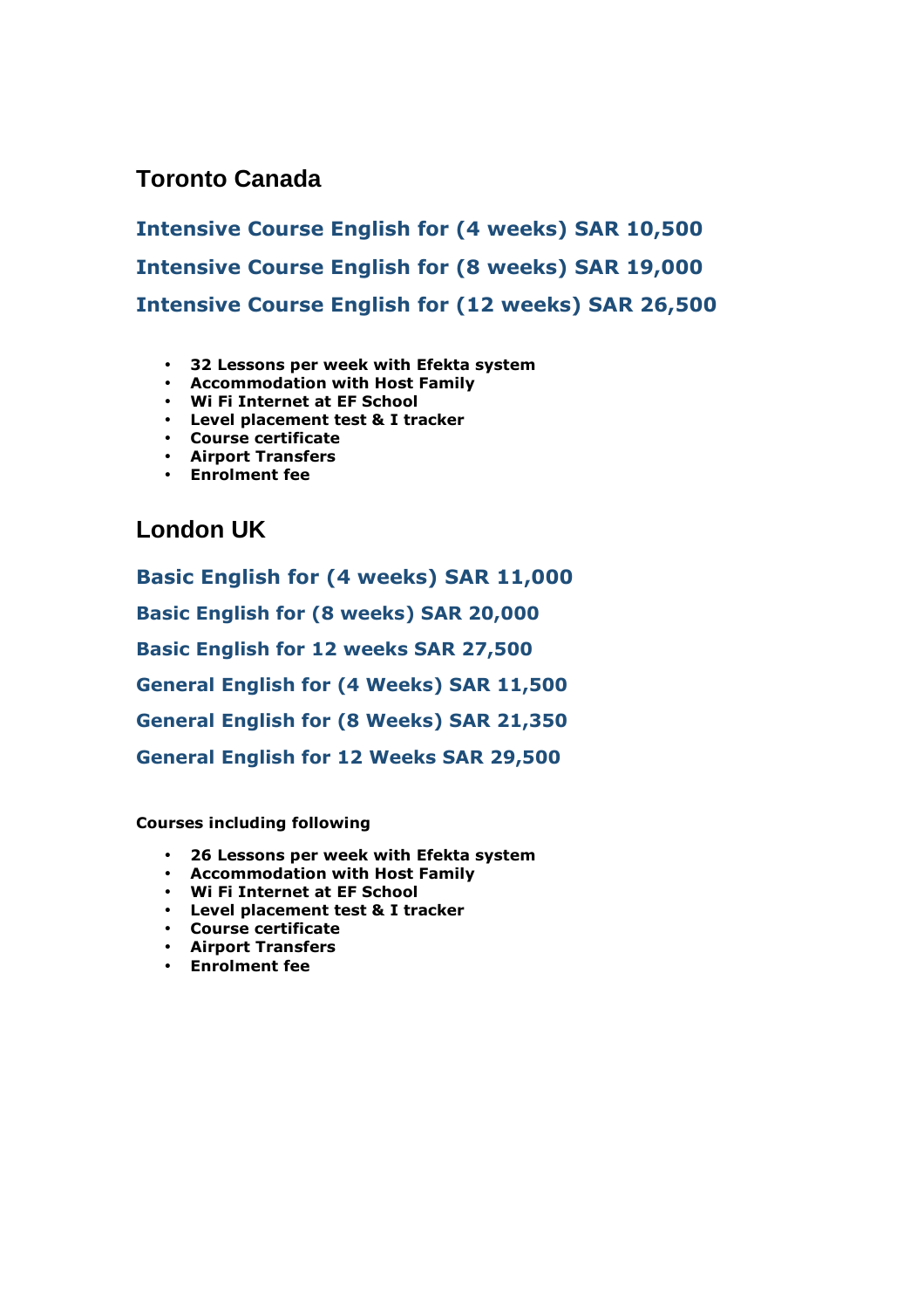## Toronto Canada

**Intensive Course English for (4 weeks) SAR 10,500**

**Intensive Course English for (8 weeks) SAR 19,000**

**Intensive Course English for (12 weeks) SAR 26,500**

- **32 Lessons per week with Efekta system**
- **Accommodation with Host Family**
- **Wi Fi Internet at EF School**
- **Level placement test & I tracker**
- **Course certificate**
- **Airport Transfers**
- **Enrolment fee**

## London UK

**Basic English for (4 weeks) SAR 11,000**

**Basic English for (8 weeks) SAR 20,000**

**Basic English for 12 weeks SAR 27,500**

**General English for (4 Weeks) SAR 11,500**

**General English for (8 Weeks) SAR 21,350**

**General English for 12 Weeks SAR 29,500**

**Courses including following**

- **26 Lessons per week with Efekta system**
- **Accommodation with Host Family**
- **Wi Fi Internet at EF School**
- **Level placement test & I tracker**
- **Course certificate**
- **Airport Transfers**
- **Enrolment fee**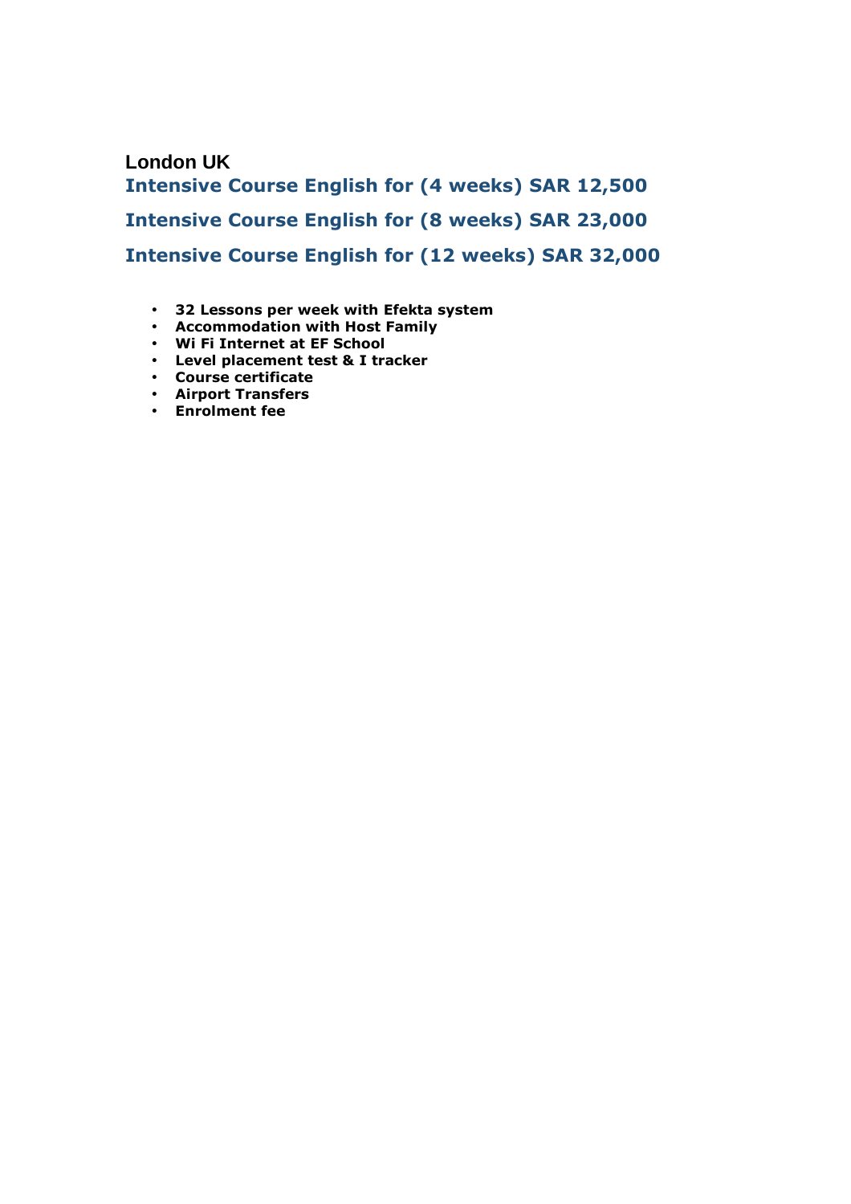## London UK

### Intensive Course English for (4 weeks) SAR 12,500

### Intensive Course English for (8 weeks) SAR 23,000

### Intensive Course English for (12 weeks) SAR 32,000

- **32 Lessons per week with Efekta system**
- **Accommodation with Host Family**
- **Wi Fi Internet at EF School**
- **Level placement test & I tracker**
- **Course certificate**
- **Airport Transfers**
- **Enrolment fee**